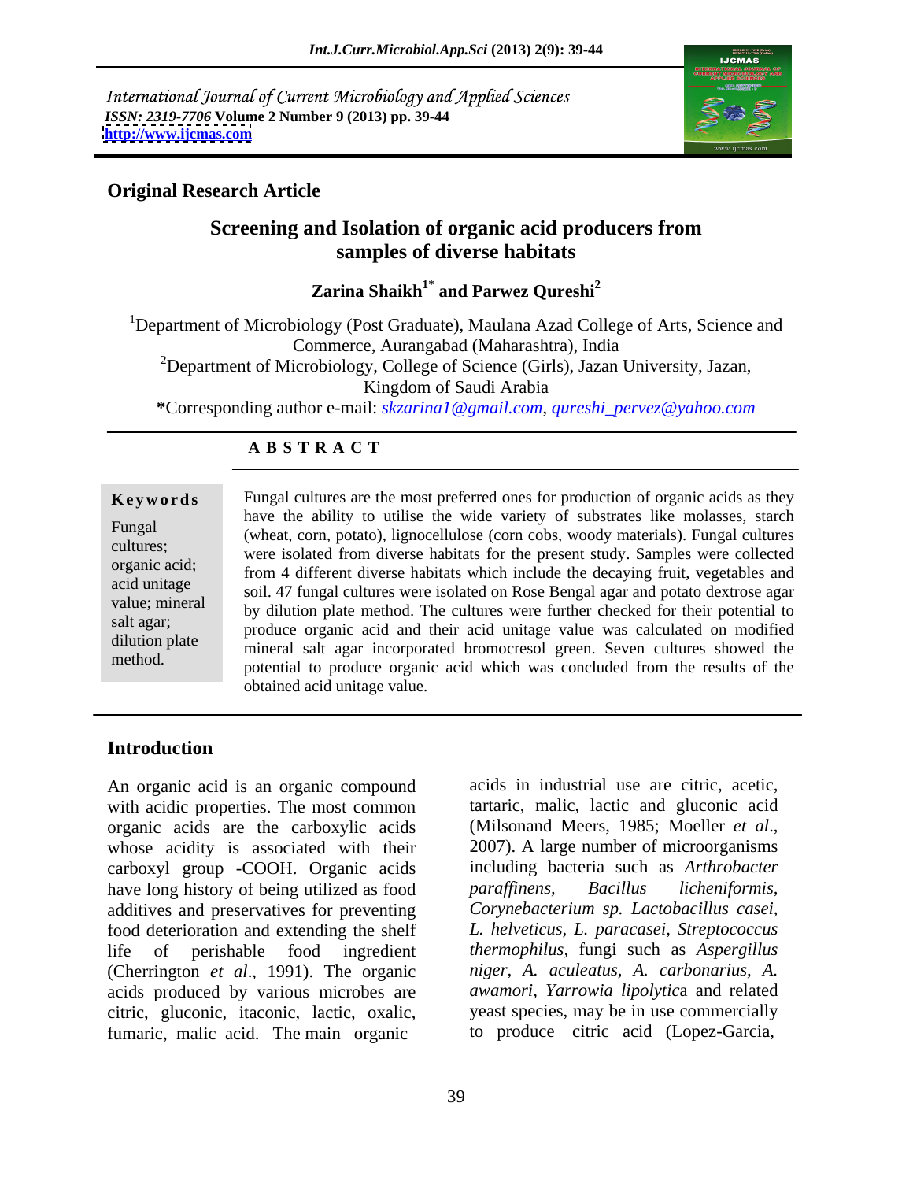International Journal of Current Microbiology and Applied Sciences
*ISSN: 2319-7706* **Volume 2 Number 9 (2013) pp. 39-44**
**http://www.ijcmas.com**

**Original Research Article**

# Screening and Isolation of organic acid producers from samples of diverse habitats

**Zarina Shaikh[1*] and Parwez Qureshi[2]**

[1]Department of Microbiology (Post Graduate), Maulana Azad College of Arts, Science and Commerce, Aurangabad (Maharashtra), India

[2]Department of Microbiology, College of Science (Girls), Jazan University, Jazan, Kingdom of Saudi Arabia

**\***Corresponding author e-mail: *skzarina1@gmail.com*, *qureshi_pervez@yahoo.com*

## A B S T R A C T

**Keywords**

Fungal cultures; organic acid; acid unitage value; mineral salt agar; dilution plate method.

Fungal cultures are the most preferred ones for production of organic acids as they have the ability to utilise the wide variety of substrates like molasses, starch (wheat, corn, potato), lignocellulose (corn cobs, woody materials). Fungal cultures were isolated from diverse habitats for the present study. Samples were collected from 4 different diverse habitats which include the decaying fruit, vegetables and soil. 47 fungal cultures were isolated on Rose Bengal agar and potato dextrose agar by dilution plate method. The cultures were further checked for their potential to produce organic acid and their acid unitage value was calculated on modified mineral salt agar incorporated bromocresol green. Seven cultures showed the potential to produce organic acid which was concluded from the results of the obtained acid unitage value.

## Introduction

An organic acid is an organic compound with acidic properties. The most common organic acids are the carboxylic acids whose acidity is associated with their carboxyl group -COOH. Organic acids have long history of being utilized as food additives and preservatives for preventing food deterioration and extending the shelf life of perishable food ingredient (Cherrington *et al*., 1991). The organic acids produced by various microbes are citric, gluconic, itaconic, lactic, oxalic, fumaric, malic acid. The main organic acids in industrial use are citric, acetic, tartaric, malic, lactic and gluconic acid (Milsonand Meers, 1985; Moeller *et al*., 2007). A large number of microorganisms including bacteria such as *Arthrobacter paraffinens, Bacillus licheniformis, Corynebacterium sp. Lactobacillus casei, L. helveticus, L. paracasei, Streptococcus thermophilus,* fungi such as *Aspergillus niger, A. aculeatus, A. carbonarius, A. awamori, Yarrowia lipolytic*a and related yeast species, may be in use commercially to produce citric acid (Lopez-Garcia,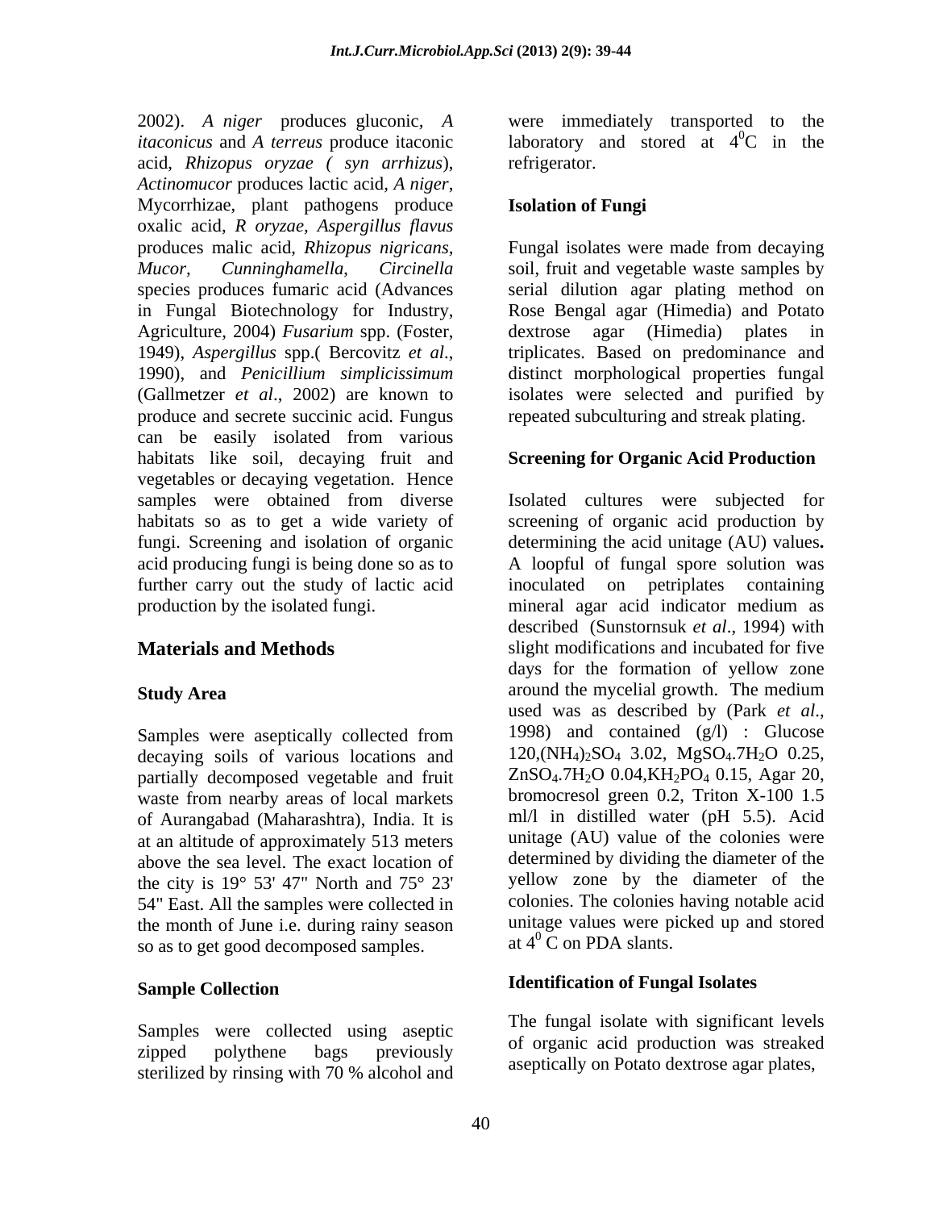2002). *A niger* produces gluconic, *A itaconicus* and *A terreus* produce itaconic acid, *Rhizopus oryzae ( syn arrhizus*), *Actinomucor* produces lactic acid, *A niger*, Mycorrhizae, plant pathogens produce oxalic acid, *R oryzae*, *Aspergillus flavus* produces malic acid, *Rhizopus nigricans, Mucor*, *Cunninghamella*, *Circinella* species produces fumaric acid (Advances in Fungal Biotechnology for Industry, Agriculture, 2004) *Fusarium* spp. (Foster, 1949), *Aspergillus* spp.( Bercovitz *et al*., 1990), and *Penicillium simplicissimum* (Gallmetzer *et al*., 2002) are known to produce and secrete succinic acid. Fungus can be easily isolated from various habitats like soil, decaying fruit and vegetables or decaying vegetation. Hence samples were obtained from diverse habitats so as to get a wide variety of fungi. Screening and isolation of organic acid producing fungi is being done so as to further carry out the study of lactic acid production by the isolated fungi.

## Materials and Methods

### Study Area

Samples were aseptically collected from decaying soils of various locations and partially decomposed vegetable and fruit waste from nearby areas of local markets of Aurangabad (Maharashtra), India. It is at an altitude of approximately 513 meters above the sea level. The exact location of the city is 19° 53' 47" North and 75° 23' 54" East. All the samples were collected in the month of June i.e. during rainy season so as to get good decomposed samples.

### Sample Collection

Samples were collected using aseptic zipped polythene bags previously sterilized by rinsing with 70 % alcohol and were immediately transported to the laboratory and stored at $4^0$C in the refrigerator.

### Isolation of Fungi

Fungal isolates were made from decaying soil, fruit and vegetable waste samples by serial dilution agar plating method on Rose Bengal agar (Himedia) and Potato dextrose agar (Himedia) plates in triplicates. Based on predominance and distinct morphological properties fungal isolates were selected and purified by repeated subculturing and streak plating.

### Screening for Organic Acid Production

Isolated cultures were subjected for screening of organic acid production by determining the acid unitage (AU) values**.** A loopful of fungal spore solution was inoculated on petriplates containing mineral agar acid indicator medium as described (Sunstornsuk *et al*., 1994) with slight modifications and incubated for five days for the formation of yellow zone around the mycelial growth. The medium used was as described by (Park *et al*., 1998) and contained (g/l) : Glucose 120,$(NH_4)_2SO_4$ 3.02, $MgSO_4.7H_2O$ 0.25, $ZnSO_4.7H_2O$ 0.04,$KH_2PO_4$ 0.15, Agar 20, bromocresol green 0.2, Triton X-100 1.5 ml/l in distilled water (pH 5.5). Acid unitage (AU) value of the colonies were determined by dividing the diameter of the yellow zone by the diameter of the colonies. The colonies having notable acid unitage values were picked up and stored at $4^0$ C on PDA slants.

### Identification of Fungal Isolates

The fungal isolate with significant levels of organic acid production was streaked aseptically on Potato dextrose agar plates,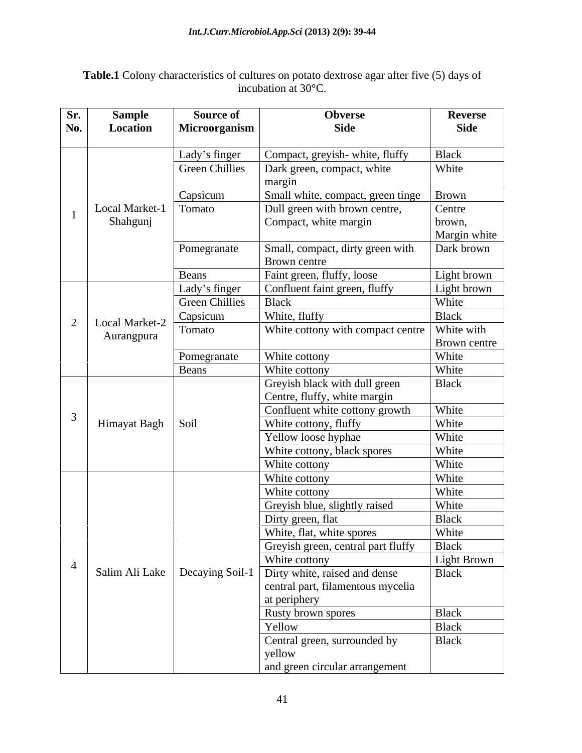**Table.1** Colony characteristics of cultures on potato dextrose agar after five (5) days of incubation at 30°C.

| Sr. No. | Sample Location | Source of Microorganism | Obverse Side | Reverse Side |
|---|---|---|---|---|
| 1 | Local Market-1 Shahgunj | Lady's finger | Compact, greyish- white, fluffy | Black |
| | | Green Chillies | Dark green, compact, white margin | White |
| | | Capsicum | Small white, compact, green tinge | Brown |
| | | Tomato | Dull green with brown centre, Compact, white margin | Centre brown, Margin white |
| | | Pomegranate | Small, compact, dirty green with Brown centre | Dark brown |
| | | Beans | Faint green, fluffy, loose | Light brown |
| 2 | Local Market-2 Aurangpura | Lady's finger | Confluent faint green, fluffy | Light brown |
| | | Green Chillies | Black | White |
| | | Capsicum | White, fluffy | Black |
| | | Tomato | White cottony with compact centre | White with Brown centre |
| | | Pomegranate | White cottony | White |
| | | Beans | White cottony | White |
| 3 | Himayat Bagh | Soil | Greyish black with dull green Centre, fluffy, white margin | Black |
| | | | Confluent white cottony growth | White |
| | | | White cottony, fluffy | White |
| | | | Yellow loose hyphae | White |
| | | | White cottony, black spores | White |
| | | | White cottony | White |
| 4 | Salim Ali Lake | Decaying Soil-1 | White cottony | White |
| | | | White cottony | White |
| | | | Greyish blue, slightly raised | White |
| | | | Dirty green, flat | Black |
| | | | White, flat, white spores | White |
| | | | Greyish green, central part fluffy | Black |
| | | | White cottony | Light Brown |
| | | | Dirty white, raised and dense central part, filamentous mycelia at periphery | Black |
| | | | Rusty brown spores | Black |
| | | | Yellow | Black |
| | | | Central green, surrounded by yellow and green circular arrangement | Black |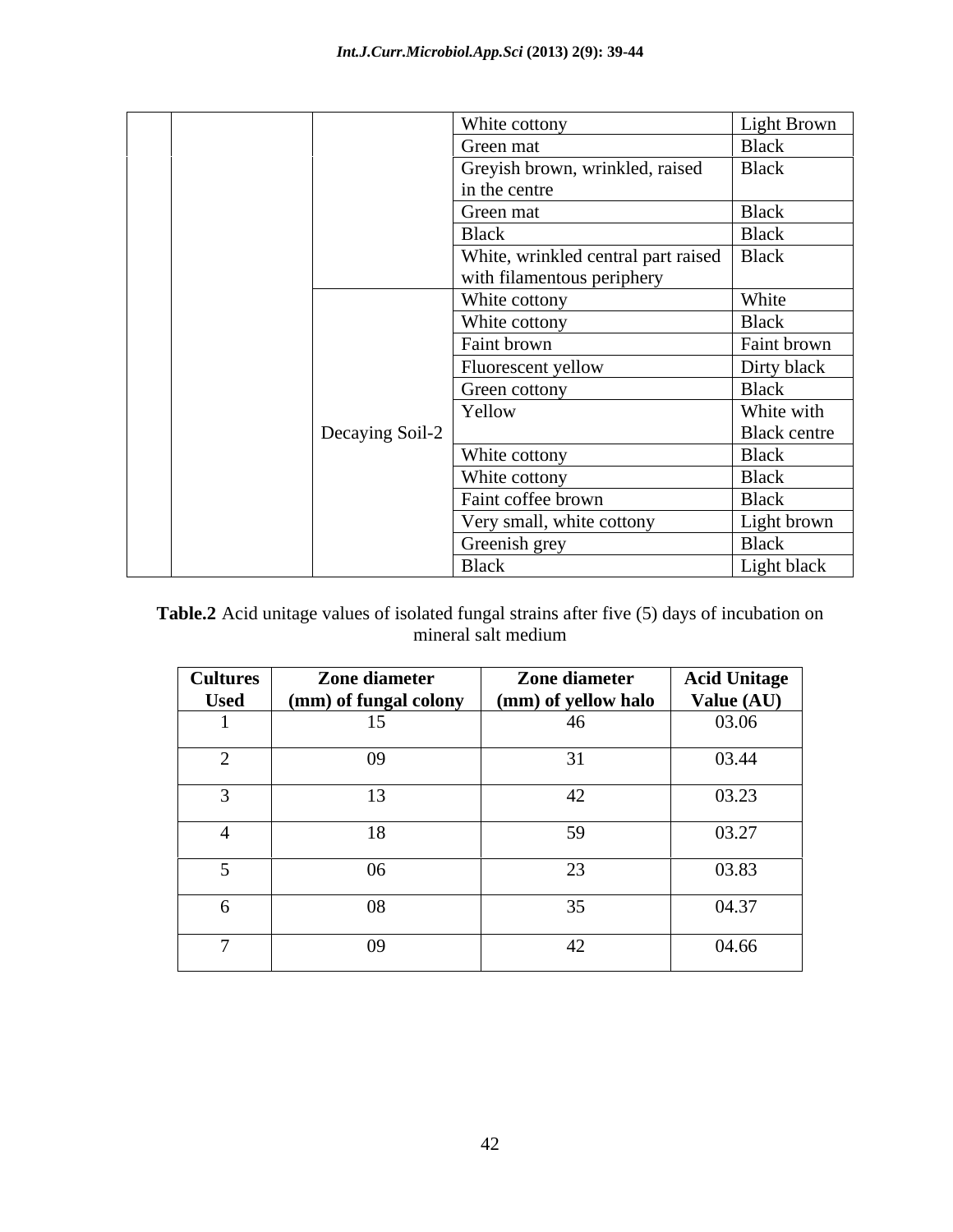|  |  |  | White cottony | Light Brown |
|---|---|---|---|---|
|  |  |  | Green mat | Black |
|  |  |  | Greyish brown, wrinkled, raised in the centre | Black |
|  |  |  | Green mat | Black |
|  |  |  | Black | Black |
|  |  |  | White, wrinkled central part raised with filamentous periphery | Black |
|  |  | Decaying Soil-2 | White cottony | White |
|  |  |  | White cottony | Black |
|  |  |  | Faint brown | Faint brown |
|  |  |  | Fluorescent yellow | Dirty black |
|  |  |  | Green cottony | Black |
|  |  |  | Yellow | White with Black centre |
|  |  |  | White cottony | Black |
|  |  |  | White cottony | Black |
|  |  |  | Faint coffee brown | Black |
|  |  |  | Very small, white cottony | Light brown |
|  |  |  | Greenish grey | Black |
|  |  |  | Black | Light black |

**Table.2** Acid unitage values of isolated fungal strains after five (5) days of incubation on mineral salt medium

| Cultures Used | Zone diameter (mm) of fungal colony | Zone diameter (mm) of yellow halo | Acid Unitage Value (AU) |
|---|---|---|---|
| 1 | 15 | 46 | 03.06 |
| 2 | 09 | 31 | 03.44 |
| 3 | 13 | 42 | 03.23 |
| 4 | 18 | 59 | 03.27 |
| 5 | 06 | 23 | 03.83 |
| 6 | 08 | 35 | 04.37 |
| 7 | 09 | 42 | 04.66 |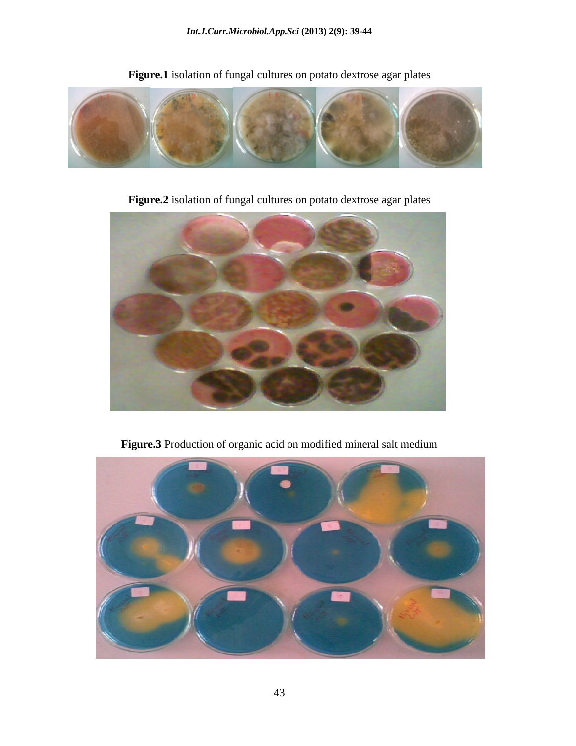**Figure.1** isolation of fungal cultures on potato dextrose agar plates

**Figure.2** isolation of fungal cultures on potato dextrose agar plates

**Figure.3** Production of organic acid on modified mineral salt medium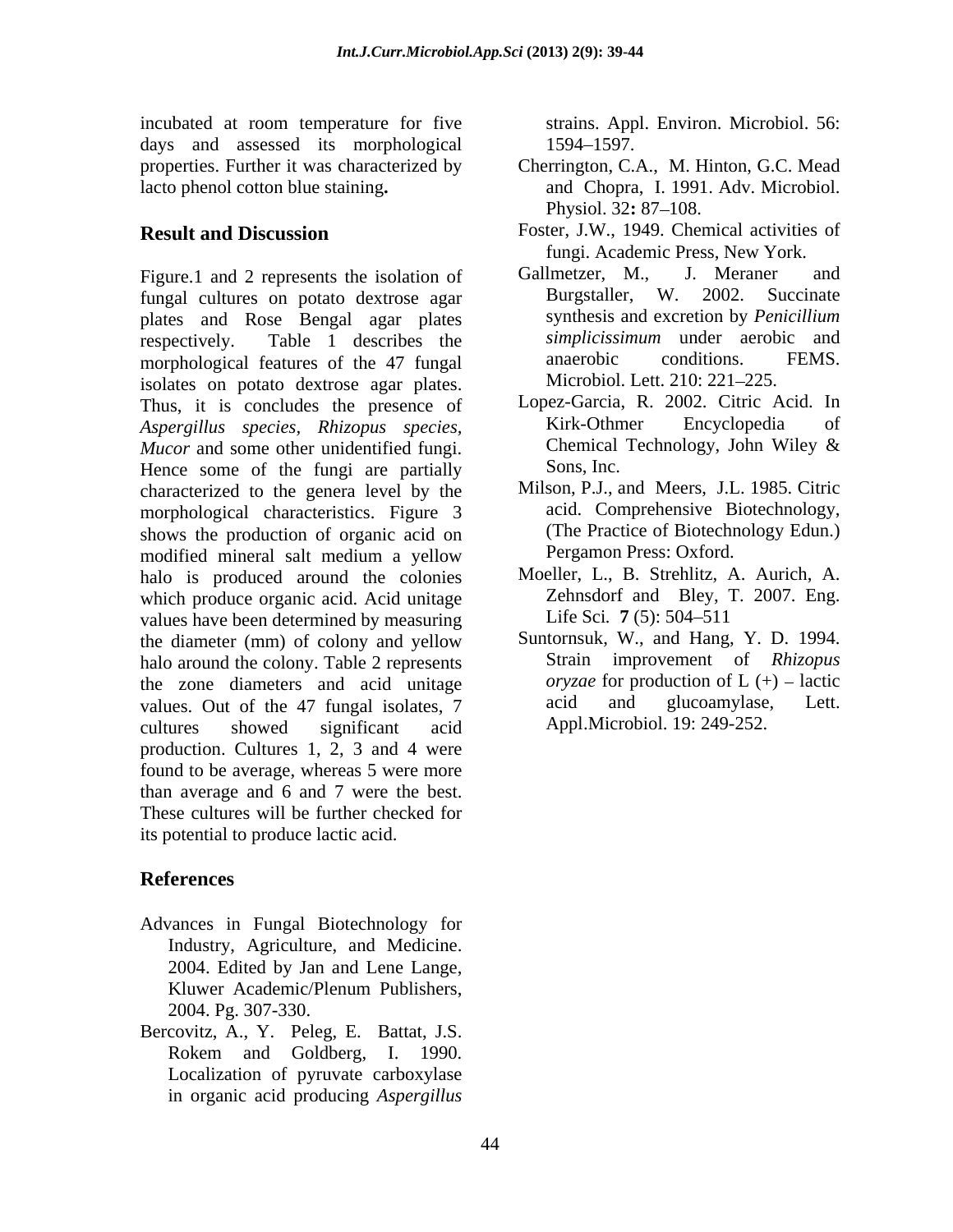incubated at room temperature for five days and assessed its morphological properties. Further it was characterized by lacto phenol cotton blue staining.

## Result and Discussion

Figure.1 and 2 represents the isolation of fungal cultures on potato dextrose agar plates and Rose Bengal agar plates respectively. Table 1 describes the morphological features of the 47 fungal isolates on potato dextrose agar plates. Thus, it is concludes the presence of *Aspergillus species, Rhizopus species, Mucor* and some other unidentified fungi. Hence some of the fungi are partially characterized to the genera level by the morphological characteristics. Figure 3 shows the production of organic acid on modified mineral salt medium a yellow halo is produced around the colonies which produce organic acid. Acid unitage values have been determined by measuring the diameter (mm) of colony and yellow halo around the colony. Table 2 represents the zone diameters and acid unitage values. Out of the 47 fungal isolates, 7 cultures showed significant acid production. Cultures 1, 2, 3 and 4 were found to be average, whereas 5 were more than average and 6 and 7 were the best. These cultures will be further checked for its potential to produce lactic acid.

## References

Advances in Fungal Biotechnology for Industry, Agriculture, and Medicine. 2004. Edited by Jan and Lene Lange, Kluwer Academic/Plenum Publishers, 2004. Pg. 307-330.

Bercovitz, A., Y. Peleg, E. Battat, J.S. Rokem and Goldberg, I. 1990. Localization of pyruvate carboxylase in organic acid producing *Aspergillus* strains. Appl. Environ. Microbiol. 56: 1594–1597.

Cherrington, C.A., M. Hinton, G.C. Mead and Chopra, I. 1991. Adv. Microbiol. Physiol. 32**:** 87–108.

Foster, J.W., 1949. Chemical activities of fungi. Academic Press, New York.

Gallmetzer, M., J. Meraner and Burgstaller, W. 2002. Succinate synthesis and excretion by *Penicillium simplicissimum* under aerobic and anaerobic conditions. FEMS. Microbiol. Lett. 210: 221–225.

Lopez-Garcia, R. 2002. Citric Acid. In Kirk-Othmer Encyclopedia of Chemical Technology, John Wiley & Sons, Inc.

Milson, P.J., and Meers, J.L. 1985. Citric acid. Comprehensive Biotechnology, (The Practice of Biotechnology Edun.) Pergamon Press: Oxford.

Moeller, L., B. Strehlitz, A. Aurich, A. Zehnsdorf and Bley, T. 2007. Eng. Life Sci. **7** (5): 504–511

Suntornsuk, W., and Hang, Y. D. 1994. Strain improvement of *Rhizopus oryzae* for production of L (+) – lactic acid and glucoamylase, Lett. Appl.Microbiol. 19: 249-252.